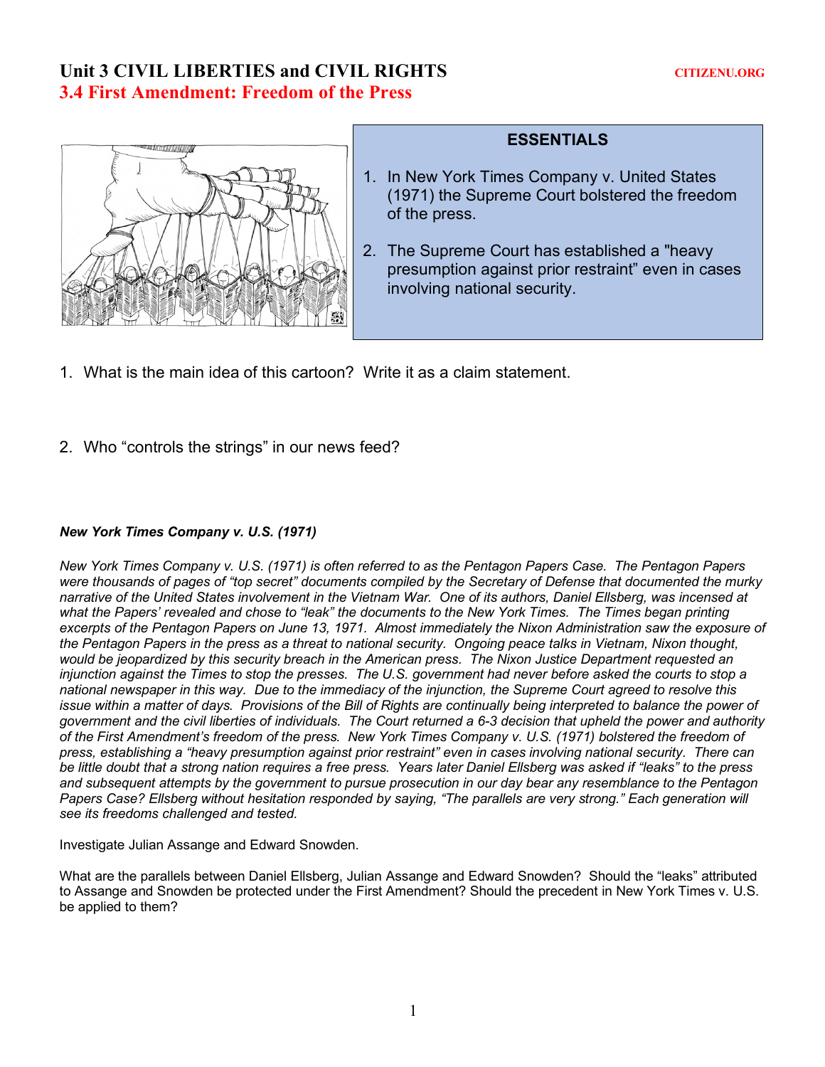# Unit 3 CIVIL LIBERTIES and CIVIL RIGHTS

CITIZENU.ORG

## 3.4 First Amendment: Freedom of the Press

**ESSENTIALS**

1. In New York Times Company v. United States (1971) the Supreme Court bolstered the freedom of the press.
2. The Supreme Court has established a "heavy presumption against prior restraint" even in cases involving national security.

1. What is the main idea of this cartoon? Write it as a claim statement.

2. Who "controls the strings" in our news feed?

***New York Times Company v. U.S. (1971)***

*New York Times Company v. U.S. (1971) is often referred to as the Pentagon Papers Case. The Pentagon Papers were thousands of pages of "top secret" documents compiled by the Secretary of Defense that documented the murky narrative of the United States involvement in the Vietnam War. One of its authors, Daniel Ellsberg, was incensed at what the Papers' revealed and chose to "leak" the documents to the New York Times. The Times began printing excerpts of the Pentagon Papers on June 13, 1971. Almost immediately the Nixon Administration saw the exposure of the Pentagon Papers in the press as a threat to national security. Ongoing peace talks in Vietnam, Nixon thought, would be jeopardized by this security breach in the American press. The Nixon Justice Department requested an injunction against the Times to stop the presses. The U.S. government had never before asked the courts to stop a national newspaper in this way. Due to the immediacy of the injunction, the Supreme Court agreed to resolve this issue within a matter of days. Provisions of the Bill of Rights are continually being interpreted to balance the power of government and the civil liberties of individuals. The Court returned a 6-3 decision that upheld the power and authority of the First Amendment's freedom of the press. New York Times Company v. U.S. (1971) bolstered the freedom of press, establishing a "heavy presumption against prior restraint" even in cases involving national security. There can be little doubt that a strong nation requires a free press. Years later Daniel Ellsberg was asked if "leaks" to the press and subsequent attempts by the government to pursue prosecution in our day bear any resemblance to the Pentagon Papers Case? Ellsberg without hesitation responded by saying, "The parallels are very strong." Each generation will see its freedoms challenged and tested.*

Investigate Julian Assange and Edward Snowden.

What are the parallels between Daniel Ellsberg, Julian Assange and Edward Snowden? Should the "leaks" attributed to Assange and Snowden be protected under the First Amendment? Should the precedent in New York Times v. U.S. be applied to them?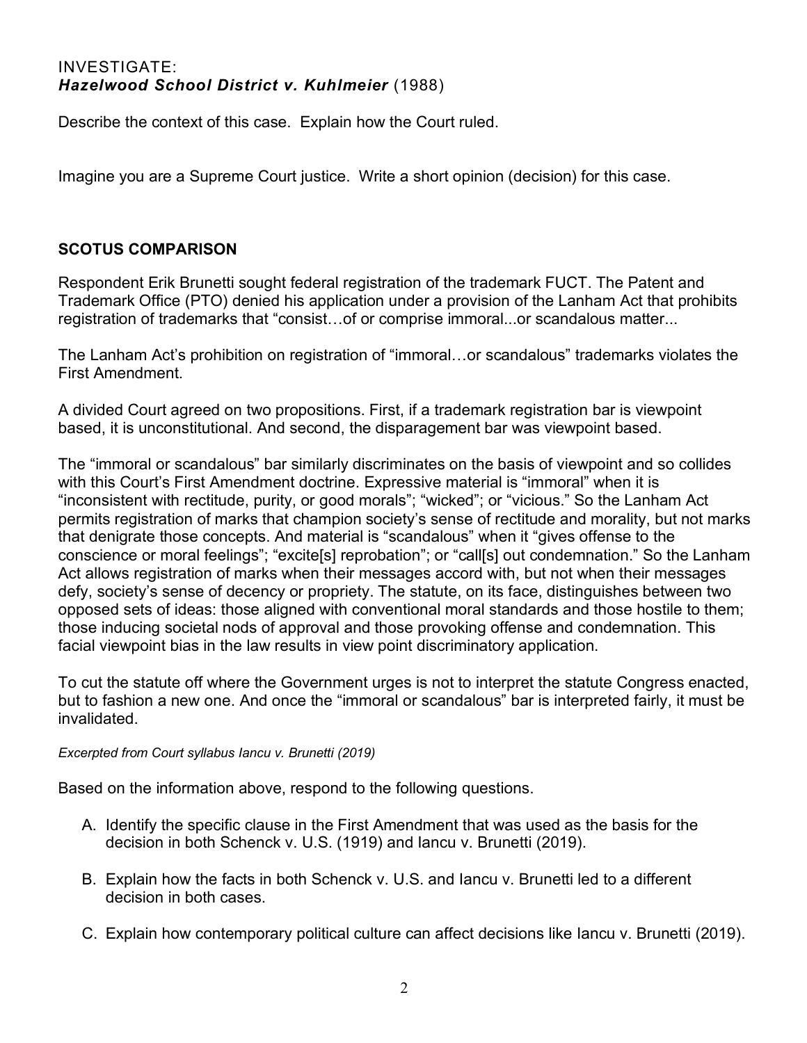INVESTIGATE:
***Hazelwood School District v. Kuhlmeier*** (1988)

Describe the context of this case. Explain how the Court ruled.

Imagine you are a Supreme Court justice. Write a short opinion (decision) for this case.

## SCOTUS COMPARISON

Respondent Erik Brunetti sought federal registration of the trademark FUCT. The Patent and Trademark Office (PTO) denied his application under a provision of the Lanham Act that prohibits registration of trademarks that "consist…of or comprise immoral...or scandalous matter...

The Lanham Act's prohibition on registration of "immoral…or scandalous" trademarks violates the First Amendment.

A divided Court agreed on two propositions. First, if a trademark registration bar is viewpoint based, it is unconstitutional. And second, the disparagement bar was viewpoint based.

The "immoral or scandalous" bar similarly discriminates on the basis of viewpoint and so collides with this Court's First Amendment doctrine. Expressive material is "immoral" when it is "inconsistent with rectitude, purity, or good morals"; "wicked"; or "vicious." So the Lanham Act permits registration of marks that champion society's sense of rectitude and morality, but not marks that denigrate those concepts. And material is "scandalous" when it "gives offense to the conscience or moral feelings"; "excite[s] reprobation"; or "call[s] out condemnation." So the Lanham Act allows registration of marks when their messages accord with, but not when their messages defy, society's sense of decency or propriety. The statute, on its face, distinguishes between two opposed sets of ideas: those aligned with conventional moral standards and those hostile to them; those inducing societal nods of approval and those provoking offense and condemnation. This facial viewpoint bias in the law results in view point discriminatory application.

To cut the statute off where the Government urges is not to interpret the statute Congress enacted, but to fashion a new one. And once the "immoral or scandalous" bar is interpreted fairly, it must be invalidated.

*Excerpted from Court syllabus Iancu v. Brunetti (2019)*

Based on the information above, respond to the following questions.

A. Identify the specific clause in the First Amendment that was used as the basis for the decision in both Schenck v. U.S. (1919) and Iancu v. Brunetti (2019).

B. Explain how the facts in both Schenck v. U.S. and Iancu v. Brunetti led to a different decision in both cases.

C. Explain how contemporary political culture can affect decisions like Iancu v. Brunetti (2019).